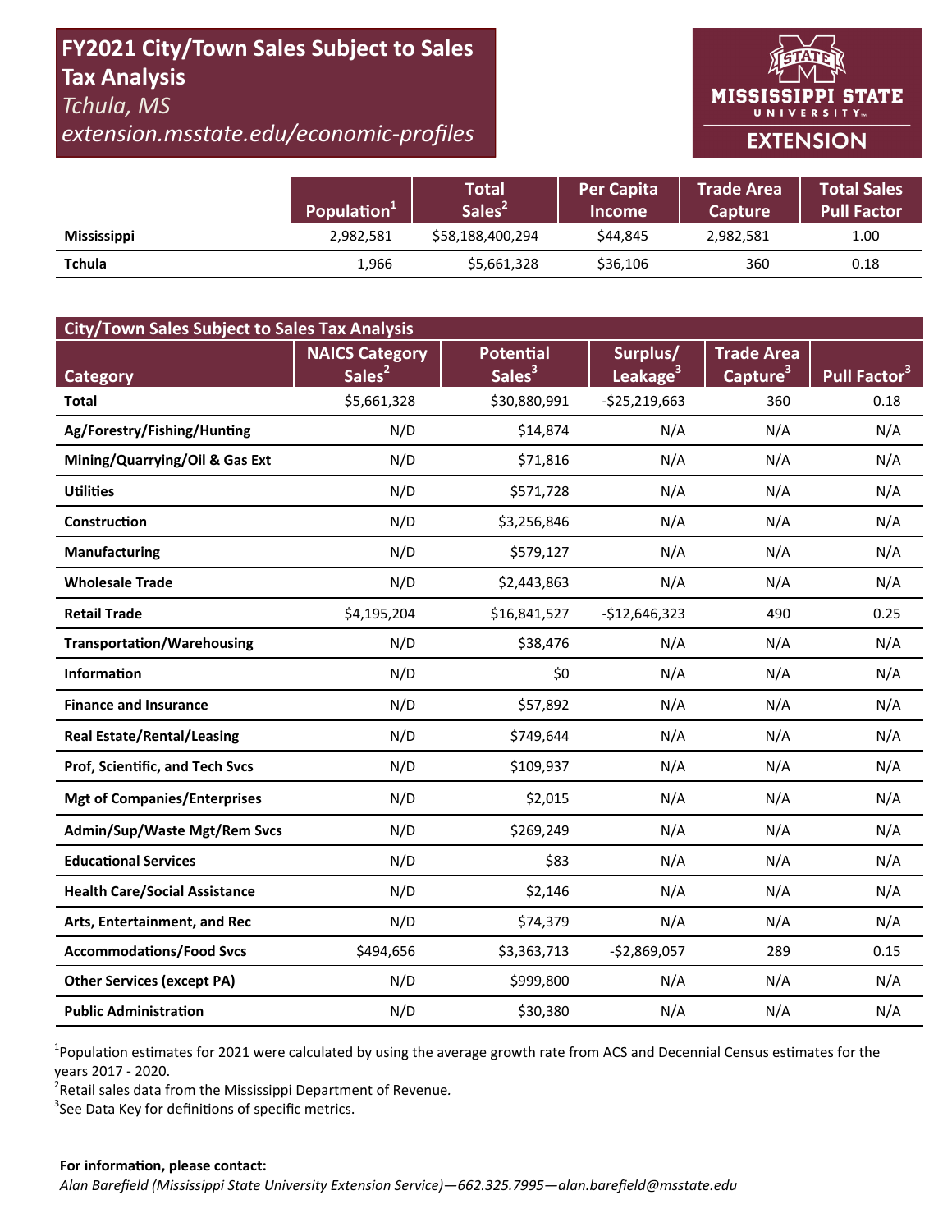# FY2021 City/Town Sales Subject to Sales Tax Analysis

*Tchula, MS*

*extension.msstate.edu/economic-profiles*

MISSISSIPPI STATE UNIVERSITY EXTENSION

| | Population[1] | Total Sales[2] | Per Capita Income | Trade Area Capture | Total Sales Pull Factor |
|---|---|---|---|---|---|
| **Mississippi** | 2,982,581 | $58,188,400,294 | $44,845 | 2,982,581 | 1.00 |
| **Tchula** | 1,966 | $5,661,328 | $36,106 | 360 | 0.18 |

| City/Town Sales Subject to Sales Tax Analysis | | | | | |
|---|---|---|---|---|---|
| **Category** | **NAICS Category Sales[2]** | **Potential Sales[3]** | **Surplus/ Leakage[3]** | **Trade Area Capture[3]** | **Pull Factor[3]** |
| **Total** | $5,661,328 | $30,880,991 | -$25,219,663 | 360 | 0.18 |
| **Ag/Forestry/Fishing/Hunting** | N/D | $14,874 | N/A | N/A | N/A |
| **Mining/Quarrying/Oil & Gas Ext** | N/D | $71,816 | N/A | N/A | N/A |
| **Utilities** | N/D | $571,728 | N/A | N/A | N/A |
| **Construction** | N/D | $3,256,846 | N/A | N/A | N/A |
| **Manufacturing** | N/D | $579,127 | N/A | N/A | N/A |
| **Wholesale Trade** | N/D | $2,443,863 | N/A | N/A | N/A |
| **Retail Trade** | $4,195,204 | $16,841,527 | -$12,646,323 | 490 | 0.25 |
| **Transportation/Warehousing** | N/D | $38,476 | N/A | N/A | N/A |
| **Information** | N/D | $0 | N/A | N/A | N/A |
| **Finance and Insurance** | N/D | $57,892 | N/A | N/A | N/A |
| **Real Estate/Rental/Leasing** | N/D | $749,644 | N/A | N/A | N/A |
| **Prof, Scientific, and Tech Svcs** | N/D | $109,937 | N/A | N/A | N/A |
| **Mgt of Companies/Enterprises** | N/D | $2,015 | N/A | N/A | N/A |
| **Admin/Sup/Waste Mgt/Rem Svcs** | N/D | $269,249 | N/A | N/A | N/A |
| **Educational Services** | N/D | $83 | N/A | N/A | N/A |
| **Health Care/Social Assistance** | N/D | $2,146 | N/A | N/A | N/A |
| **Arts, Entertainment, and Rec** | N/D | $74,379 | N/A | N/A | N/A |
| **Accommodations/Food Svcs** | $494,656 | $3,363,713 | -$2,869,057 | 289 | 0.15 |
| **Other Services (except PA)** | N/D | $999,800 | N/A | N/A | N/A |
| **Public Administration** | N/D | $30,380 | N/A | N/A | N/A |

[1]Population estimates for 2021 were calculated by using the average growth rate from ACS and Decennial Census estimates for the years 2017 - 2020.

[2]Retail sales data from the Mississippi Department of Revenue.

[3]See Data Key for definitions of specific metrics.

**For information, please contact:**

*Alan Barefield (Mississippi State University Extension Service)—662.325.7995—alan.barefield@msstate.edu*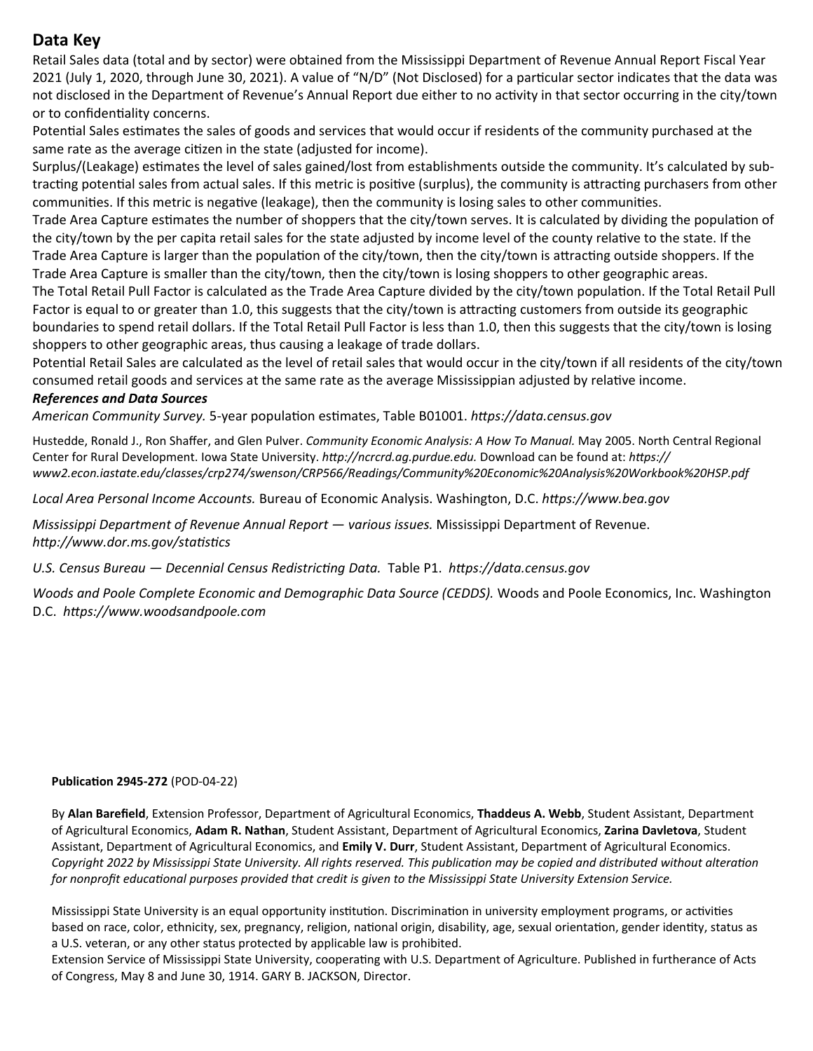## Data Key

Retail Sales data (total and by sector) were obtained from the Mississippi Department of Revenue Annual Report Fiscal Year 2021 (July 1, 2020, through June 30, 2021). A value of "N/D" (Not Disclosed) for a particular sector indicates that the data was not disclosed in the Department of Revenue's Annual Report due either to no activity in that sector occurring in the city/town or to confidentiality concerns.

Potential Sales estimates the sales of goods and services that would occur if residents of the community purchased at the same rate as the average citizen in the state (adjusted for income).

Surplus/(Leakage) estimates the level of sales gained/lost from establishments outside the community. It's calculated by subtracting potential sales from actual sales. If this metric is positive (surplus), the community is attracting purchasers from other communities. If this metric is negative (leakage), then the community is losing sales to other communities.

Trade Area Capture estimates the number of shoppers that the city/town serves. It is calculated by dividing the population of the city/town by the per capita retail sales for the state adjusted by income level of the county relative to the state. If the Trade Area Capture is larger than the population of the city/town, then the city/town is attracting outside shoppers. If the Trade Area Capture is smaller than the city/town, then the city/town is losing shoppers to other geographic areas.

The Total Retail Pull Factor is calculated as the Trade Area Capture divided by the city/town population. If the Total Retail Pull Factor is equal to or greater than 1.0, this suggests that the city/town is attracting customers from outside its geographic boundaries to spend retail dollars. If the Total Retail Pull Factor is less than 1.0, then this suggests that the city/town is losing shoppers to other geographic areas, thus causing a leakage of trade dollars.

Potential Retail Sales are calculated as the level of retail sales that would occur in the city/town if all residents of the city/town consumed retail goods and services at the same rate as the average Mississippian adjusted by relative income.

### *References and Data Sources*

*American Community Survey.* 5-year population estimates, Table B01001. *https://data.census.gov*

Hustedde, Ronald J., Ron Shaffer, and Glen Pulver. *Community Economic Analysis: A How To Manual.* May 2005. North Central Regional Center for Rural Development. Iowa State University. *http://ncrcrd.ag.purdue.edu.* Download can be found at: *https://www2.econ.iastate.edu/classes/crp274/swenson/CRP566/Readings/Community%20Economic%20Analysis%20Workbook%20HSP.pdf*

*Local Area Personal Income Accounts.* Bureau of Economic Analysis. Washington, D.C. *https://www.bea.gov*

*Mississippi Department of Revenue Annual Report — various issues.* Mississippi Department of Revenue. *http://www.dor.ms.gov/statistics*

*U.S. Census Bureau — Decennial Census Redistricting Data.* Table P1. *https://data.census.gov*

*Woods and Poole Complete Economic and Demographic Data Source (CEDDS).* Woods and Poole Economics, Inc. Washington D.C. *https://www.woodsandpoole.com*

**Publication 2945-272** (POD-04-22)

By **Alan Barefield**, Extension Professor, Department of Agricultural Economics, **Thaddeus A. Webb**, Student Assistant, Department of Agricultural Economics, **Adam R. Nathan**, Student Assistant, Department of Agricultural Economics, **Zarina Davletova**, Student Assistant, Department of Agricultural Economics, and **Emily V. Durr**, Student Assistant, Department of Agricultural Economics.
*Copyright 2022 by Mississippi State University. All rights reserved. This publication may be copied and distributed without alteration for nonprofit educational purposes provided that credit is given to the Mississippi State University Extension Service.*

Mississippi State University is an equal opportunity institution. Discrimination in university employment programs, or activities based on race, color, ethnicity, sex, pregnancy, religion, national origin, disability, age, sexual orientation, gender identity, status as a U.S. veteran, or any other status protected by applicable law is prohibited.
Extension Service of Mississippi State University, cooperating with U.S. Department of Agriculture. Published in furtherance of Acts of Congress, May 8 and June 30, 1914. GARY B. JACKSON, Director.